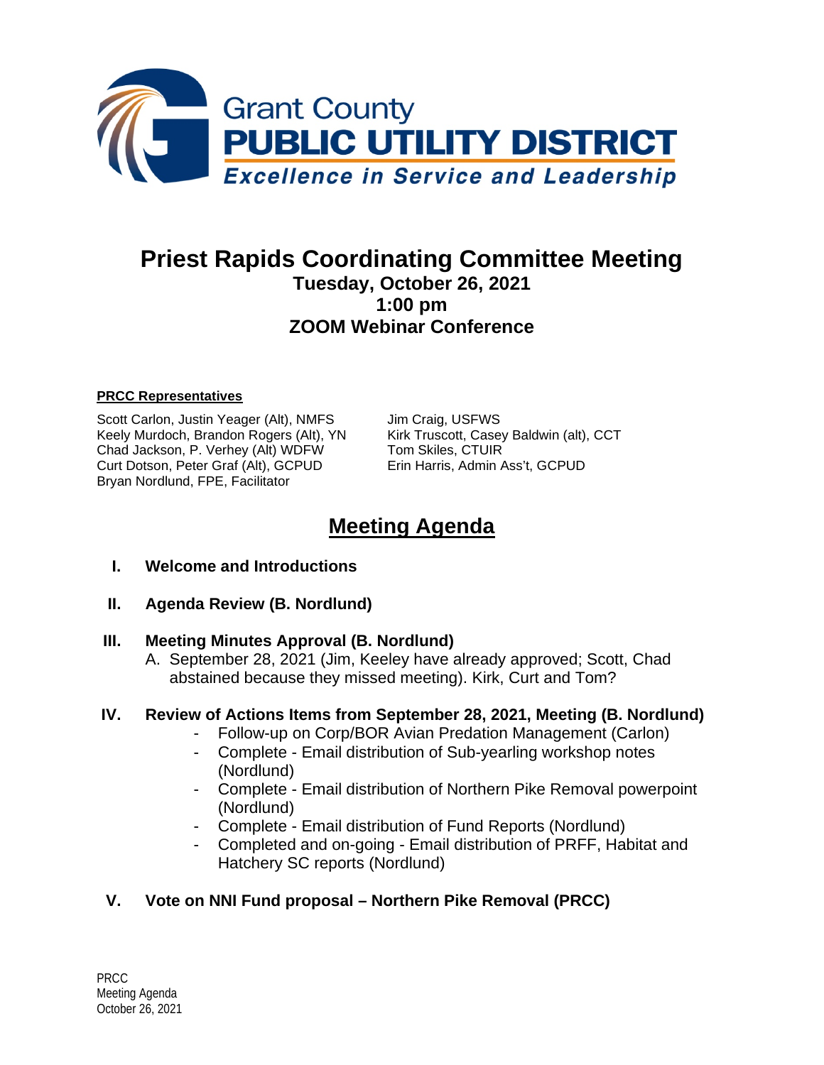Grant County
**PUBLIC UTILITY DISTRICT**
*Excellence in Service and Leadership*

# Priest Rapids Coordinating Committee Meeting

**Tuesday, October 26, 2021**
**1:00 pm**
**ZOOM Webinar Conference**

**PRCC Representatives**

Scott Carlon, Justin Yeager (Alt), NMFS
Keely Murdoch, Brandon Rogers (Alt), YN
Chad Jackson, P. Verhey (Alt) WDFW
Curt Dotson, Peter Graf (Alt), GCPUD
Bryan Nordlund, FPE, Facilitator
Jim Craig, USFWS
Kirk Truscott, Casey Baldwin (alt), CCT
Tom Skiles, CTUIR
Erin Harris, Admin Ass't, GCPUD

## Meeting Agenda

**I. Welcome and Introductions**

**II. Agenda Review (B. Nordlund)**

**III. Meeting Minutes Approval (B. Nordlund)**

A. September 28, 2021 (Jim, Keeley have already approved; Scott, Chad abstained because they missed meeting). Kirk, Curt and Tom?

**IV. Review of Actions Items from September 28, 2021, Meeting (B. Nordlund)**

- Follow-up on Corp/BOR Avian Predation Management (Carlon)
- Complete - Email distribution of Sub-yearling workshop notes (Nordlund)
- Complete - Email distribution of Northern Pike Removal powerpoint (Nordlund)
- Complete - Email distribution of Fund Reports (Nordlund)
- Completed and on-going - Email distribution of PRFF, Habitat and Hatchery SC reports (Nordlund)

**V. Vote on NNI Fund proposal – Northern Pike Removal (PRCC)**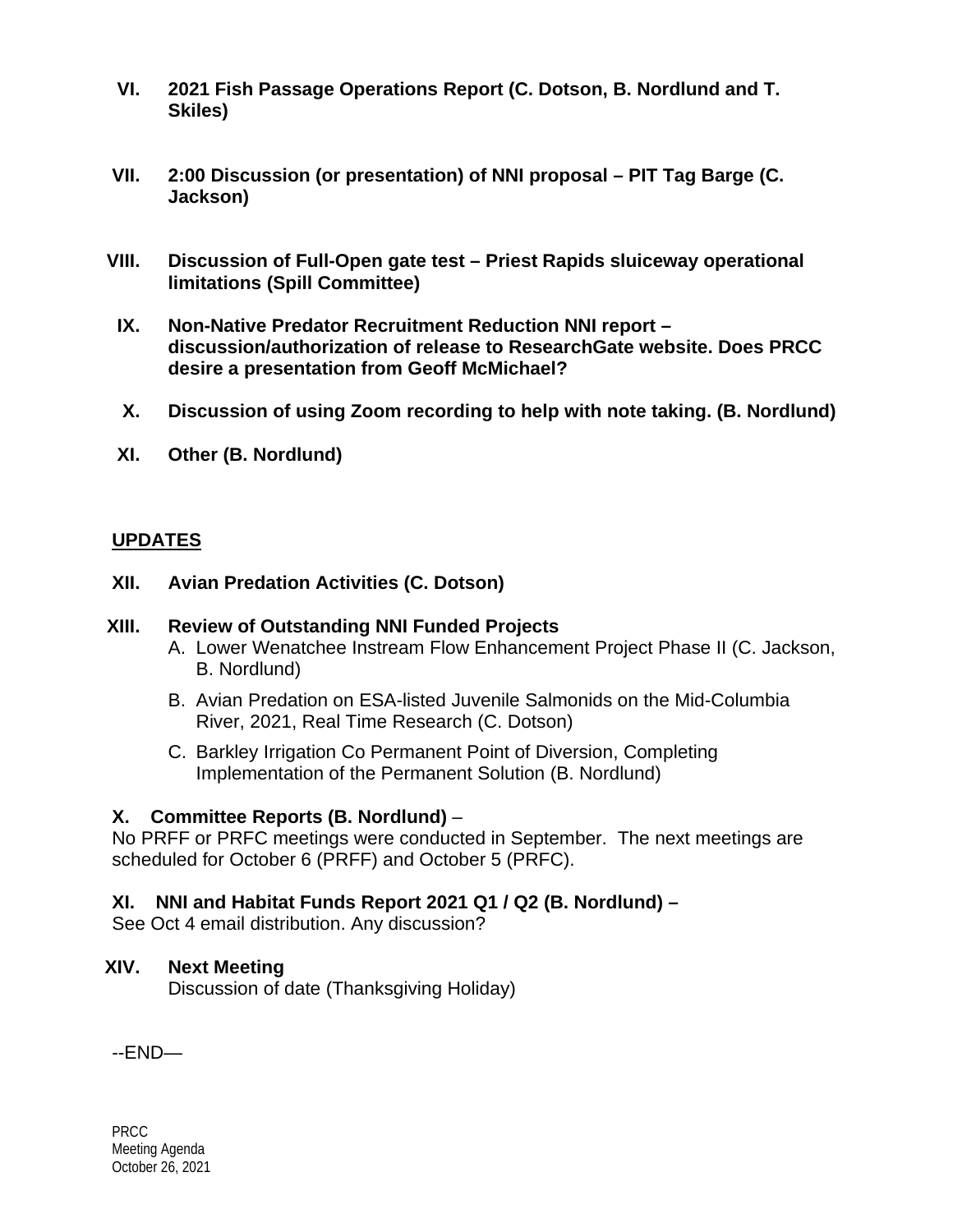**VI. 2021 Fish Passage Operations Report (C. Dotson, B. Nordlund and T. Skiles)**

**VII. 2:00 Discussion (or presentation) of NNI proposal – PIT Tag Barge (C. Jackson)**

**VIII. Discussion of Full-Open gate test – Priest Rapids sluiceway operational limitations (Spill Committee)**

**IX. Non-Native Predator Recruitment Reduction NNI report – discussion/authorization of release to ResearchGate website. Does PRCC desire a presentation from Geoff McMichael?**

**X. Discussion of using Zoom recording to help with note taking. (B. Nordlund)**

**XI. Other (B. Nordlund)**

## UPDATES

**XII. Avian Predation Activities (C. Dotson)**

**XIII. Review of Outstanding NNI Funded Projects**

A. Lower Wenatchee Instream Flow Enhancement Project Phase II (C. Jackson, B. Nordlund)

B. Avian Predation on ESA-listed Juvenile Salmonids on the Mid-Columbia River, 2021, Real Time Research (C. Dotson)

C. Barkley Irrigation Co Permanent Point of Diversion, Completing Implementation of the Permanent Solution (B. Nordlund)

**X. Committee Reports (B. Nordlund)** –
No PRFF or PRFC meetings were conducted in September. The next meetings are scheduled for October 6 (PRFF) and October 5 (PRFC).

**XI. NNI and Habitat Funds Report 2021 Q1 / Q2 (B. Nordlund) –**
See Oct 4 email distribution. Any discussion?

**XIV. Next Meeting**
Discussion of date (Thanksgiving Holiday)

--END—